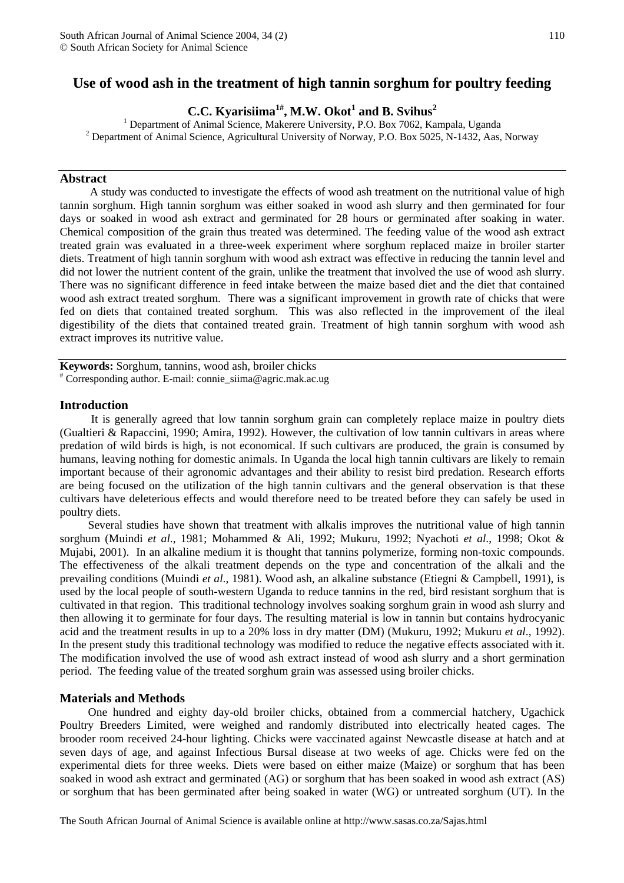# Use of wood ash in the treatment of high tannin sorghum for poultry feeding

**C.C. Kyarisiima[1#], M.W. Okot[1] and B. Svihus[2]**

[1] Department of Animal Science, Makerere University, P.O. Box 7062, Kampala, Uganda
[2] Department of Animal Science, Agricultural University of Norway, P.O. Box 5025, N-1432, Aas, Norway

## Abstract

A study was conducted to investigate the effects of wood ash treatment on the nutritional value of high tannin sorghum. High tannin sorghum was either soaked in wood ash slurry and then germinated for four days or soaked in wood ash extract and germinated for 28 hours or germinated after soaking in water. Chemical composition of the grain thus treated was determined. The feeding value of the wood ash extract treated grain was evaluated in a three-week experiment where sorghum replaced maize in broiler starter diets. Treatment of high tannin sorghum with wood ash extract was effective in reducing the tannin level and did not lower the nutrient content of the grain, unlike the treatment that involved the use of wood ash slurry. There was no significant difference in feed intake between the maize based diet and the diet that contained wood ash extract treated sorghum. There was a significant improvement in growth rate of chicks that were fed on diets that contained treated sorghum. This was also reflected in the improvement of the ileal digestibility of the diets that contained treated grain. Treatment of high tannin sorghum with wood ash extract improves its nutritive value.

**Keywords:** Sorghum, tannins, wood ash, broiler chicks

[#] Corresponding author. E-mail: connie_siima@agric.mak.ac.ug

## Introduction

It is generally agreed that low tannin sorghum grain can completely replace maize in poultry diets (Gualtieri & Rapaccini, 1990; Amira, 1992). However, the cultivation of low tannin cultivars in areas where predation of wild birds is high, is not economical. If such cultivars are produced, the grain is consumed by humans, leaving nothing for domestic animals. In Uganda the local high tannin cultivars are likely to remain important because of their agronomic advantages and their ability to resist bird predation. Research efforts are being focused on the utilization of the high tannin cultivars and the general observation is that these cultivars have deleterious effects and would therefore need to be treated before they can safely be used in poultry diets.

Several studies have shown that treatment with alkalis improves the nutritional value of high tannin sorghum (Muindi *et al*., 1981; Mohammed & Ali, 1992; Mukuru, 1992; Nyachoti *et al*., 1998; Okot & Mujabi, 2001). In an alkaline medium it is thought that tannins polymerize, forming non-toxic compounds. The effectiveness of the alkali treatment depends on the type and concentration of the alkali and the prevailing conditions (Muindi *et al*., 1981). Wood ash, an alkaline substance (Etiegni & Campbell, 1991), is used by the local people of south-western Uganda to reduce tannins in the red, bird resistant sorghum that is cultivated in that region. This traditional technology involves soaking sorghum grain in wood ash slurry and then allowing it to germinate for four days. The resulting material is low in tannin but contains hydrocyanic acid and the treatment results in up to a 20% loss in dry matter (DM) (Mukuru, 1992; Mukuru *et al*., 1992). In the present study this traditional technology was modified to reduce the negative effects associated with it. The modification involved the use of wood ash extract instead of wood ash slurry and a short germination period. The feeding value of the treated sorghum grain was assessed using broiler chicks.

## Materials and Methods

One hundred and eighty day-old broiler chicks, obtained from a commercial hatchery, Ugachick Poultry Breeders Limited, were weighed and randomly distributed into electrically heated cages. The brooder room received 24-hour lighting. Chicks were vaccinated against Newcastle disease at hatch and at seven days of age, and against Infectious Bursal disease at two weeks of age. Chicks were fed on the experimental diets for three weeks. Diets were based on either maize (Maize) or sorghum that has been soaked in wood ash extract and germinated (AG) or sorghum that has been soaked in wood ash extract (AS) or sorghum that has been germinated after being soaked in water (WG) or untreated sorghum (UT). In the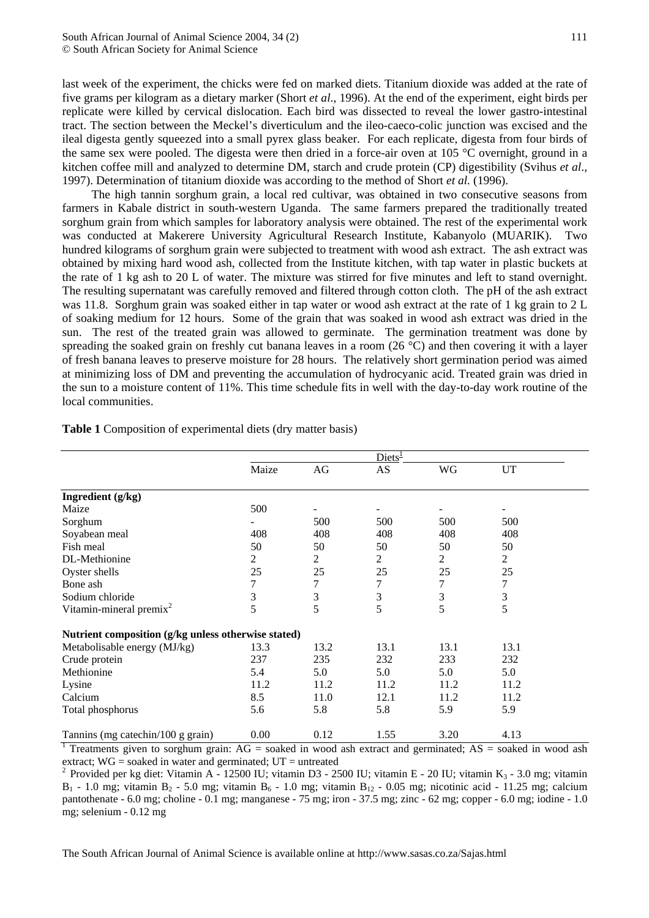last week of the experiment, the chicks were fed on marked diets. Titanium dioxide was added at the rate of five grams per kilogram as a dietary marker (Short *et al*., 1996). At the end of the experiment, eight birds per replicate were killed by cervical dislocation. Each bird was dissected to reveal the lower gastro-intestinal tract. The section between the Meckel's diverticulum and the ileo-caeco-colic junction was excised and the ileal digesta gently squeezed into a small pyrex glass beaker. For each replicate, digesta from four birds of the same sex were pooled. The digesta were then dried in a force-air oven at 105 °C overnight, ground in a kitchen coffee mill and analyzed to determine DM, starch and crude protein (CP) digestibility (Svihus *et al*., 1997). Determination of titanium dioxide was according to the method of Short *et al.* (1996).

The high tannin sorghum grain, a local red cultivar, was obtained in two consecutive seasons from farmers in Kabale district in south-western Uganda. The same farmers prepared the traditionally treated sorghum grain from which samples for laboratory analysis were obtained. The rest of the experimental work was conducted at Makerere University Agricultural Research Institute, Kabanyolo (MUARIK). Two hundred kilograms of sorghum grain were subjected to treatment with wood ash extract. The ash extract was obtained by mixing hard wood ash, collected from the Institute kitchen, with tap water in plastic buckets at the rate of 1 kg ash to 20 L of water. The mixture was stirred for five minutes and left to stand overnight. The resulting supernatant was carefully removed and filtered through cotton cloth. The pH of the ash extract was 11.8. Sorghum grain was soaked either in tap water or wood ash extract at the rate of 1 kg grain to 2 L of soaking medium for 12 hours. Some of the grain that was soaked in wood ash extract was dried in the sun. The rest of the treated grain was allowed to germinate. The germination treatment was done by spreading the soaked grain on freshly cut banana leaves in a room (26 °C) and then covering it with a layer of fresh banana leaves to preserve moisture for 28 hours. The relatively short germination period was aimed at minimizing loss of DM and preventing the accumulation of hydrocyanic acid. Treated grain was dried in the sun to a moisture content of 11%. This time schedule fits in well with the day-to-day work routine of the local communities.

**Table 1** Composition of experimental diets (dry matter basis)

| | Diets[1] | | | | |
|---|---|---|---|---|---|
| | Maize | AG | AS | WG | UT |
| **Ingredient (g/kg)** | | | | | |
| Maize | 500 | - | - | - | - |
| Sorghum | - | 500 | 500 | 500 | 500 |
| Soyabean meal | 408 | 408 | 408 | 408 | 408 |
| Fish meal | 50 | 50 | 50 | 50 | 50 |
| DL-Methionine | 2 | 2 | 2 | 2 | 2 |
| Oyster shells | 25 | 25 | 25 | 25 | 25 |
| Bone ash | 7 | 7 | 7 | 7 | 7 |
| Sodium chloride | 3 | 3 | 3 | 3 | 3 |
| Vitamin-mineral premix[2] | 5 | 5 | 5 | 5 | 5 |
| **Nutrient composition (g/kg unless otherwise stated)** | | | | | |
| Metabolisable energy (MJ/kg) | 13.3 | 13.2 | 13.1 | 13.1 | 13.1 |
| Crude protein | 237 | 235 | 232 | 233 | 232 |
| Methionine | 5.4 | 5.0 | 5.0 | 5.0 | 5.0 |
| Lysine | 11.2 | 11.2 | 11.2 | 11.2 | 11.2 |
| Calcium | 8.5 | 11.0 | 12.1 | 11.2 | 11.2 |
| Total phosphorus | 5.6 | 5.8 | 5.8 | 5.9 | 5.9 |
| Tannins (mg catechin/100 g grain) | 0.00 | 0.12 | 1.55 | 3.20 | 4.13 |

[1] Treatments given to sorghum grain: AG = soaked in wood ash extract and germinated; AS = soaked in wood ash extract; WG = soaked in water and germinated; UT = untreated

[2] Provided per kg diet: Vitamin A - 12500 IU; vitamin D3 - 2500 IU; vitamin E - 20 IU; vitamin $K_3$ - 3.0 mg; vitamin $B_1$ - 1.0 mg; vitamin $B_2$ - 5.0 mg; vitamin $B_6$ - 1.0 mg; vitamin $B_{12}$ - 0.05 mg; nicotinic acid - 11.25 mg; calcium pantothenate - 6.0 mg; choline - 0.1 mg; manganese - 75 mg; iron - 37.5 mg; zinc - 62 mg; copper - 6.0 mg; iodine - 1.0 mg; selenium - 0.12 mg

The South African Journal of Animal Science is available online at http://www.sasas.co.za/Sajas.html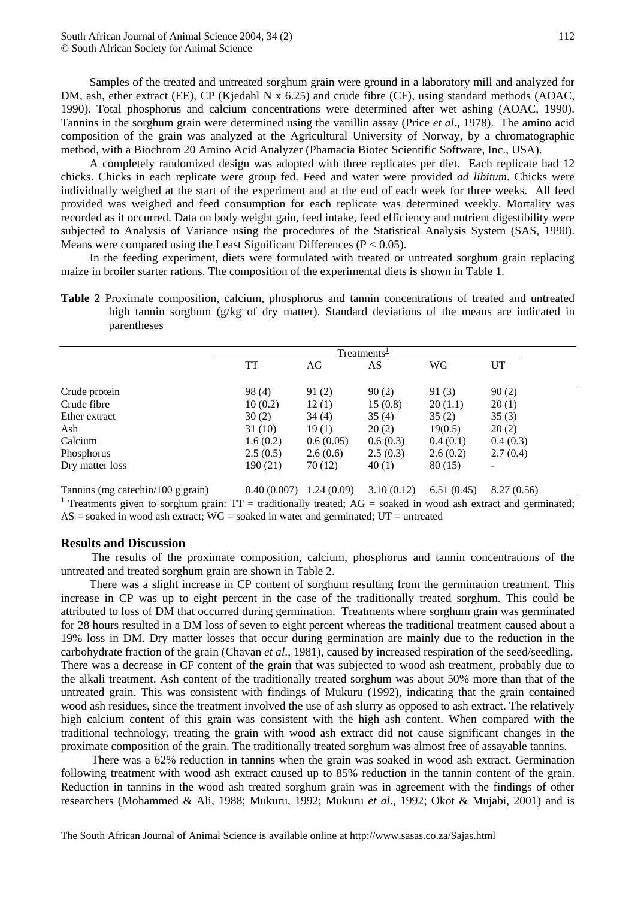Samples of the treated and untreated sorghum grain were ground in a laboratory mill and analyzed for DM, ash, ether extract (EE), CP (Kjedahl N x 6.25) and crude fibre (CF), using standard methods (AOAC, 1990). Total phosphorus and calcium concentrations were determined after wet ashing (AOAC, 1990). Tannins in the sorghum grain were determined using the vanillin assay (Price *et al*., 1978). The amino acid composition of the grain was analyzed at the Agricultural University of Norway, by a chromatographic method, with a Biochrom 20 Amino Acid Analyzer (Phamacia Biotec Scientific Software, Inc., USA).

A completely randomized design was adopted with three replicates per diet. Each replicate had 12 chicks. Chicks in each replicate were group fed. Feed and water were provided *ad libitum*. Chicks were individually weighed at the start of the experiment and at the end of each week for three weeks. All feed provided was weighed and feed consumption for each replicate was determined weekly. Mortality was recorded as it occurred. Data on body weight gain, feed intake, feed efficiency and nutrient digestibility were subjected to Analysis of Variance using the procedures of the Statistical Analysis System (SAS, 1990). Means were compared using the Least Significant Differences ($P < 0.05$).

In the feeding experiment, diets were formulated with treated or untreated sorghum grain replacing maize in broiler starter rations. The composition of the experimental diets is shown in Table 1.

**Table 2** Proximate composition, calcium, phosphorus and tannin concentrations of treated and untreated high tannin sorghum (g/kg of dry matter). Standard deviations of the means are indicated in parentheses

| | Treatments[1] | | | | |
|---|---|---|---|---|---|
| | TT | AG | AS | WG | UT |
| Crude protein | 98 (4) | 91 (2) | 90 (2) | 91 (3) | 90 (2) |
| Crude fibre | 10 (0.2) | 12 (1) | 15 (0.8) | 20 (1.1) | 20 (1) |
| Ether extract | 30 (2) | 34 (4) | 35 (4) | 35 (2) | 35 (3) |
| Ash | 31 (10) | 19 (1) | 20 (2) | 19(0.5) | 20 (2) |
| Calcium | 1.6 (0.2) | 0.6 (0.05) | 0.6 (0.3) | 0.4 (0.1) | 0.4 (0.3) |
| Phosphorus | 2.5 (0.5) | 2.6 (0.6) | 2.5 (0.3) | 2.6 (0.2) | 2.7 (0.4) |
| Dry matter loss | 190 (21) | 70 (12) | 40 (1) | 80 (15) | - |
| Tannins (mg catechin/100 g grain) | 0.40 (0.007) | 1.24 (0.09) | 3.10 (0.12) | 6.51 (0.45) | 8.27 (0.56) |

[1] Treatments given to sorghum grain: TT = traditionally treated; AG = soaked in wood ash extract and germinated; AS = soaked in wood ash extract; WG = soaked in water and germinated; UT = untreated

## Results and Discussion

The results of the proximate composition, calcium, phosphorus and tannin concentrations of the untreated and treated sorghum grain are shown in Table 2.

There was a slight increase in CP content of sorghum resulting from the germination treatment. This increase in CP was up to eight percent in the case of the traditionally treated sorghum. This could be attributed to loss of DM that occurred during germination. Treatments where sorghum grain was germinated for 28 hours resulted in a DM loss of seven to eight percent whereas the traditional treatment caused about a 19% loss in DM. Dry matter losses that occur during germination are mainly due to the reduction in the carbohydrate fraction of the grain (Chavan *et al*., 1981), caused by increased respiration of the seed/seedling. There was a decrease in CF content of the grain that was subjected to wood ash treatment, probably due to the alkali treatment. Ash content of the traditionally treated sorghum was about 50% more than that of the untreated grain. This was consistent with findings of Mukuru (1992), indicating that the grain contained wood ash residues, since the treatment involved the use of ash slurry as opposed to ash extract. The relatively high calcium content of this grain was consistent with the high ash content. When compared with the traditional technology, treating the grain with wood ash extract did not cause significant changes in the proximate composition of the grain. The traditionally treated sorghum was almost free of assayable tannins.

There was a 62% reduction in tannins when the grain was soaked in wood ash extract. Germination following treatment with wood ash extract caused up to 85% reduction in the tannin content of the grain. Reduction in tannins in the wood ash treated sorghum grain was in agreement with the findings of other researchers (Mohammed & Ali, 1988; Mukuru, 1992; Mukuru *et al*., 1992; Okot & Mujabi, 2001) and is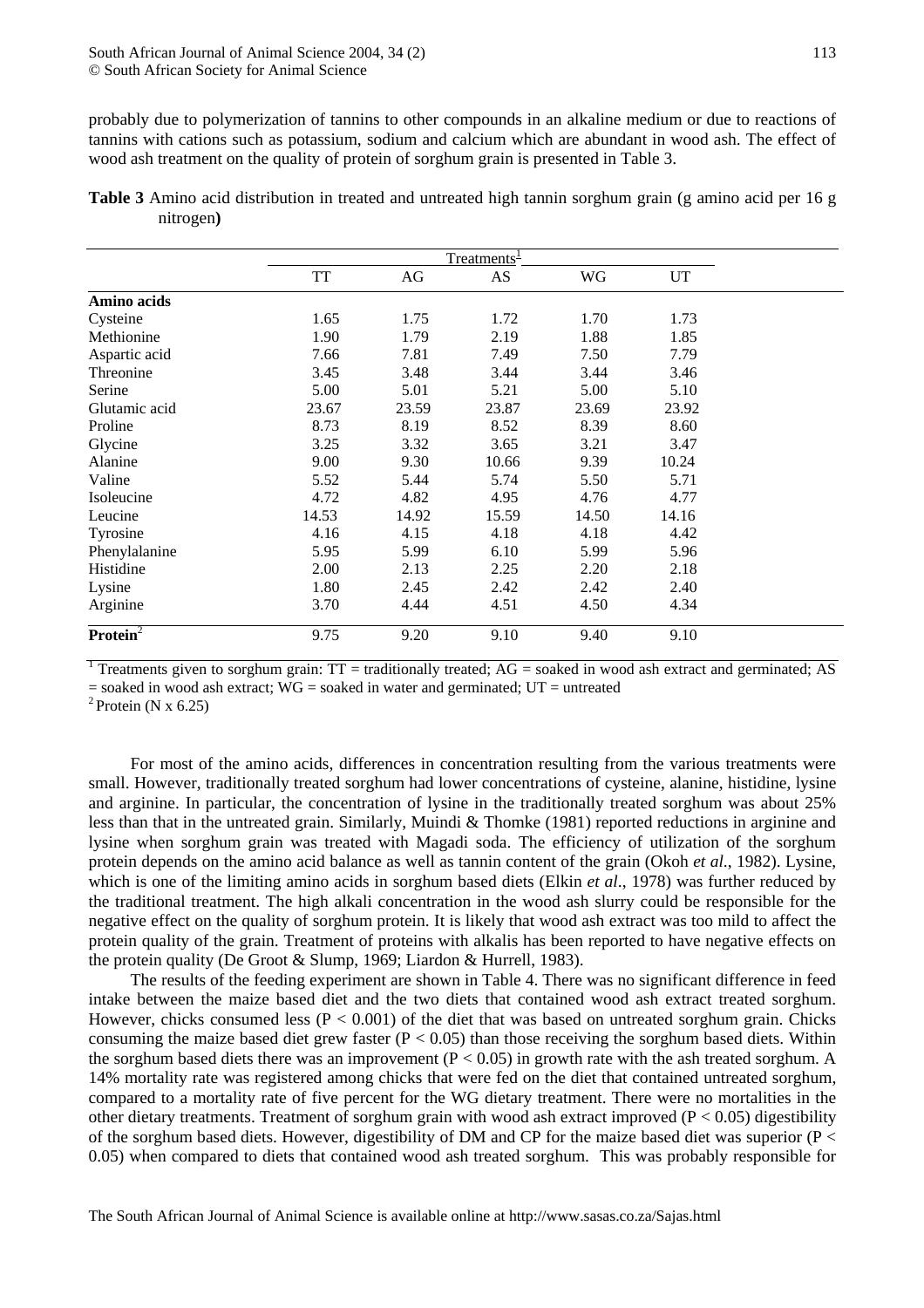probably due to polymerization of tannins to other compounds in an alkaline medium or due to reactions of tannins with cations such as potassium, sodium and calcium which are abundant in wood ash. The effect of wood ash treatment on the quality of protein of sorghum grain is presented in Table 3.

**Table 3** Amino acid distribution in treated and untreated high tannin sorghum grain (g amino acid per 16 g nitrogen**)**

| | Treatments[1] | | | | |
|---|---|---|---|---|---|
| | TT | AG | AS | WG | UT |
| **Amino acids** | | | | | |
| Cysteine | 1.65 | 1.75 | 1.72 | 1.70 | 1.73 |
| Methionine | 1.90 | 1.79 | 2.19 | 1.88 | 1.85 |
| Aspartic acid | 7.66 | 7.81 | 7.49 | 7.50 | 7.79 |
| Threonine | 3.45 | 3.48 | 3.44 | 3.44 | 3.46 |
| Serine | 5.00 | 5.01 | 5.21 | 5.00 | 5.10 |
| Glutamic acid | 23.67 | 23.59 | 23.87 | 23.69 | 23.92 |
| Proline | 8.73 | 8.19 | 8.52 | 8.39 | 8.60 |
| Glycine | 3.25 | 3.32 | 3.65 | 3.21 | 3.47 |
| Alanine | 9.00 | 9.30 | 10.66 | 9.39 | 10.24 |
| Valine | 5.52 | 5.44 | 5.74 | 5.50 | 5.71 |
| Isoleucine | 4.72 | 4.82 | 4.95 | 4.76 | 4.77 |
| Leucine | 14.53 | 14.92 | 15.59 | 14.50 | 14.16 |
| Tyrosine | 4.16 | 4.15 | 4.18 | 4.18 | 4.42 |
| Phenylalanine | 5.95 | 5.99 | 6.10 | 5.99 | 5.96 |
| Histidine | 2.00 | 2.13 | 2.25 | 2.20 | 2.18 |
| Lysine | 1.80 | 2.45 | 2.42 | 2.42 | 2.40 |
| Arginine | 3.70 | 4.44 | 4.51 | 4.50 | 4.34 |
| **Protein**[2] | 9.75 | 9.20 | 9.10 | 9.40 | 9.10 |

[1] Treatments given to sorghum grain: TT = traditionally treated; AG = soaked in wood ash extract and germinated; AS = soaked in wood ash extract; WG = soaked in water and germinated; UT = untreated

[2] Protein (N x 6.25)

For most of the amino acids, differences in concentration resulting from the various treatments were small. However, traditionally treated sorghum had lower concentrations of cysteine, alanine, histidine, lysine and arginine. In particular, the concentration of lysine in the traditionally treated sorghum was about 25% less than that in the untreated grain. Similarly, Muindi & Thomke (1981) reported reductions in arginine and lysine when sorghum grain was treated with Magadi soda. The efficiency of utilization of the sorghum protein depends on the amino acid balance as well as tannin content of the grain (Okoh *et al*., 1982). Lysine, which is one of the limiting amino acids in sorghum based diets (Elkin *et al*., 1978) was further reduced by the traditional treatment. The high alkali concentration in the wood ash slurry could be responsible for the negative effect on the quality of sorghum protein. It is likely that wood ash extract was too mild to affect the protein quality of the grain. Treatment of proteins with alkalis has been reported to have negative effects on the protein quality (De Groot & Slump, 1969; Liardon & Hurrell, 1983).

The results of the feeding experiment are shown in Table 4. There was no significant difference in feed intake between the maize based diet and the two diets that contained wood ash extract treated sorghum. However, chicks consumed less ($P < 0.001$) of the diet that was based on untreated sorghum grain. Chicks consuming the maize based diet grew faster ($P < 0.05$) than those receiving the sorghum based diets. Within the sorghum based diets there was an improvement ($P < 0.05$) in growth rate with the ash treated sorghum. A 14% mortality rate was registered among chicks that were fed on the diet that contained untreated sorghum, compared to a mortality rate of five percent for the WG dietary treatment. There were no mortalities in the other dietary treatments. Treatment of sorghum grain with wood ash extract improved ($P < 0.05$) digestibility of the sorghum based diets. However, digestibility of DM and CP for the maize based diet was superior ($P < 0.05$) when compared to diets that contained wood ash treated sorghum. This was probably responsible for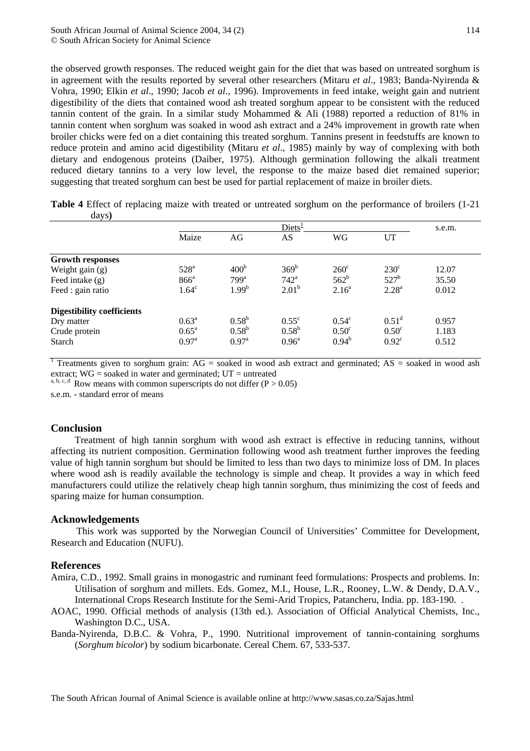the observed growth responses. The reduced weight gain for the diet that was based on untreated sorghum is in agreement with the results reported by several other researchers (Mitaru *et al*., 1983; Banda-Nyirenda & Vohra, 1990; Elkin *et al*., 1990; Jacob *et al*., 1996). Improvements in feed intake, weight gain and nutrient digestibility of the diets that contained wood ash treated sorghum appear to be consistent with the reduced tannin content of the grain. In a similar study Mohammed & Ali (1988) reported a reduction of 81% in tannin content when sorghum was soaked in wood ash extract and a 24% improvement in growth rate when broiler chicks were fed on a diet containing this treated sorghum. Tannins present in feedstuffs are known to reduce protein and amino acid digestibility (Mitaru *et al*., 1985) mainly by way of complexing with both dietary and endogenous proteins (Daiber, 1975). Although germination following the alkali treatment reduced dietary tannins to a very low level, the response to the maize based diet remained superior; suggesting that treated sorghum can best be used for partial replacement of maize in broiler diets.

**Table 4** Effect of replacing maize with treated or untreated sorghum on the performance of broilers (1-21 days**)**

| | Diets[1] | | | | | s.e.m. |
|---|---|---|---|---|---|---|
| | Maize | AG | AS | WG | UT | |
| **Growth responses** | | | | | | |
| Weight gain (g) | 528[a] | 400[b] | 369[b] | 260[c] | 230[c] | 12.07 |
| Feed intake (g) | 866[a] | 799[a] | 742[a] | 562[b] | 527[b] | 35.50 |
| Feed : gain ratio | 1.64[c] | 1.99[b] | 2.01[b] | 2.16[a] | 2.28[a] | 0.012 |
| **Digestibility coefficients** | | | | | | |
| Dry matter | 0.63[a] | 0.58[b] | 0.55[c] | 0.54[c] | 0.51[d] | 0.957 |
| Crude protein | 0.65[a] | 0.58[b] | 0.58[b] | 0.50[c] | 0.50[c] | 1.183 |
| Starch | 0.97[a] | 0.97[a] | 0.96[a] | 0.94[b] | 0.92[c] | 0.512 |

[1] Treatments given to sorghum grain: AG = soaked in wood ash extract and germinated; AS = soaked in wood ash extract; WG = soaked in water and germinated; UT = untreated

[a, b, c, d] Row means with common superscripts do not differ ($P > 0.05$)

s.e.m. - standard error of means

## Conclusion

Treatment of high tannin sorghum with wood ash extract is effective in reducing tannins, without affecting its nutrient composition. Germination following wood ash treatment further improves the feeding value of high tannin sorghum but should be limited to less than two days to minimize loss of DM. In places where wood ash is readily available the technology is simple and cheap. It provides a way in which feed manufacturers could utilize the relatively cheap high tannin sorghum, thus minimizing the cost of feeds and sparing maize for human consumption.

## Acknowledgements

This work was supported by the Norwegian Council of Universities' Committee for Development, Research and Education (NUFU).

## References

Amira, C.D., 1992. Small grains in monogastric and ruminant feed formulations: Prospects and problems. In: Utilisation of sorghum and millets. Eds. Gomez, M.I., House, L.R., Rooney, L.W. & Dendy, D.A.V., International Crops Research Institute for the Semi-Arid Tropics, Patancheru, India. pp. 183-190. .

AOAC, 1990. Official methods of analysis (13th ed.). Association of Official Analytical Chemists, Inc., Washington D.C., USA.

Banda-Nyirenda, D.B.C. & Vohra, P., 1990. Nutritional improvement of tannin-containing sorghums (*Sorghum bicolor*) by sodium bicarbonate. Cereal Chem. 67, 533-537.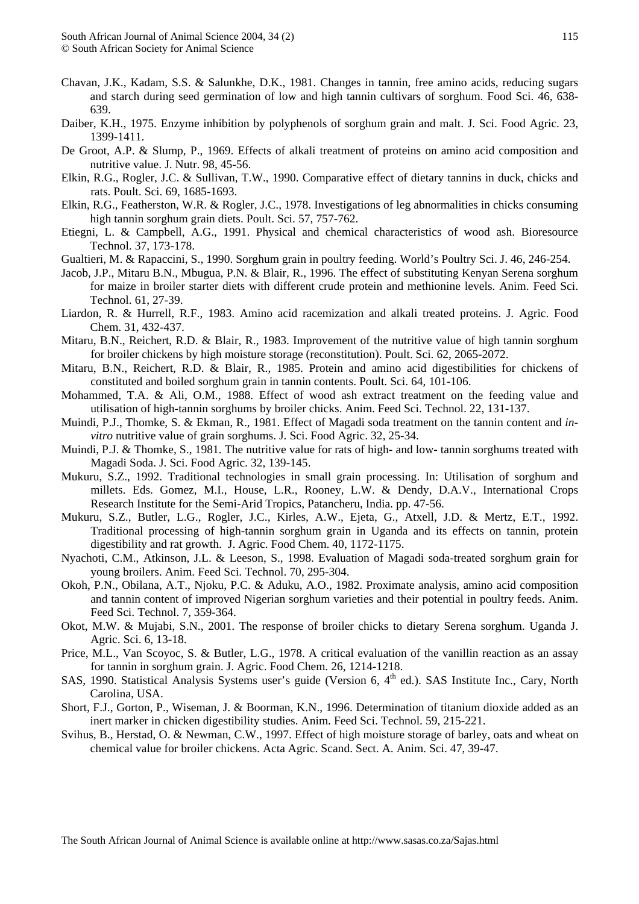Chavan, J.K., Kadam, S.S. & Salunkhe, D.K., 1981. Changes in tannin, free amino acids, reducing sugars and starch during seed germination of low and high tannin cultivars of sorghum. Food Sci. 46, 638-639.

Daiber, K.H., 1975. Enzyme inhibition by polyphenols of sorghum grain and malt. J. Sci. Food Agric. 23, 1399-1411.

De Groot, A.P. & Slump, P., 1969. Effects of alkali treatment of proteins on amino acid composition and nutritive value. J. Nutr. 98, 45-56.

Elkin, R.G., Rogler, J.C. & Sullivan, T.W., 1990. Comparative effect of dietary tannins in duck, chicks and rats. Poult. Sci. 69, 1685-1693.

Elkin, R.G., Featherston, W.R. & Rogler, J.C., 1978. Investigations of leg abnormalities in chicks consuming high tannin sorghum grain diets. Poult. Sci. 57, 757-762.

Etiegni, L. & Campbell, A.G., 1991. Physical and chemical characteristics of wood ash. Bioresource Technol. 37, 173-178.

Gualtieri, M. & Rapaccini, S., 1990. Sorghum grain in poultry feeding. World's Poultry Sci. J. 46, 246-254.

Jacob, J.P., Mitaru B.N., Mbugua, P.N. & Blair, R., 1996. The effect of substituting Kenyan Serena sorghum for maize in broiler starter diets with different crude protein and methionine levels. Anim. Feed Sci. Technol. 61, 27-39.

Liardon, R. & Hurrell, R.F., 1983. Amino acid racemization and alkali treated proteins. J. Agric. Food Chem. 31, 432-437.

Mitaru, B.N., Reichert, R.D. & Blair, R., 1983. Improvement of the nutritive value of high tannin sorghum for broiler chickens by high moisture storage (reconstitution). Poult. Sci. 62, 2065-2072.

Mitaru, B.N., Reichert, R.D. & Blair, R., 1985. Protein and amino acid digestibilities for chickens of constituted and boiled sorghum grain in tannin contents. Poult. Sci. 64, 101-106.

Mohammed, T.A. & Ali, O.M., 1988. Effect of wood ash extract treatment on the feeding value and utilisation of high-tannin sorghums by broiler chicks. Anim. Feed Sci. Technol. 22, 131-137.

Muindi, P.J., Thomke, S. & Ekman, R., 1981. Effect of Magadi soda treatment on the tannin content and *in-vitro* nutritive value of grain sorghums. J. Sci. Food Agric. 32, 25-34.

Muindi, P.J. & Thomke, S., 1981. The nutritive value for rats of high- and low- tannin sorghums treated with Magadi Soda. J. Sci. Food Agric. 32, 139-145.

Mukuru, S.Z., 1992. Traditional technologies in small grain processing. In: Utilisation of sorghum and millets. Eds. Gomez, M.I., House, L.R., Rooney, L.W. & Dendy, D.A.V., International Crops Research Institute for the Semi-Arid Tropics, Patancheru, India. pp. 47-56.

Mukuru, S.Z., Butler, L.G., Rogler, J.C., Kirles, A.W., Ejeta, G., Atxell, J.D. & Mertz, E.T., 1992. Traditional processing of high-tannin sorghum grain in Uganda and its effects on tannin, protein digestibility and rat growth. J. Agric. Food Chem. 40, 1172-1175.

Nyachoti, C.M., Atkinson, J.L. & Leeson, S., 1998. Evaluation of Magadi soda-treated sorghum grain for young broilers. Anim. Feed Sci. Technol. 70, 295-304.

Okoh, P.N., Obilana, A.T., Njoku, P.C. & Aduku, A.O., 1982. Proximate analysis, amino acid composition and tannin content of improved Nigerian sorghum varieties and their potential in poultry feeds. Anim. Feed Sci. Technol. 7, 359-364.

Okot, M.W. & Mujabi, S.N., 2001. The response of broiler chicks to dietary Serena sorghum. Uganda J. Agric. Sci. 6, 13-18.

Price, M.L., Van Scoyoc, S. & Butler, L.G., 1978. A critical evaluation of the vanillin reaction as an assay for tannin in sorghum grain. J. Agric. Food Chem. 26, 1214-1218.

SAS, 1990. Statistical Analysis Systems user's guide (Version 6, 4th ed.). SAS Institute Inc., Cary, North Carolina, USA.

Short, F.J., Gorton, P., Wiseman, J. & Boorman, K.N., 1996. Determination of titanium dioxide added as an inert marker in chicken digestibility studies. Anim. Feed Sci. Technol. 59, 215-221.

Svihus, B., Herstad, O. & Newman, C.W., 1997. Effect of high moisture storage of barley, oats and wheat on chemical value for broiler chickens. Acta Agric. Scand. Sect. A. Anim. Sci. 47, 39-47.